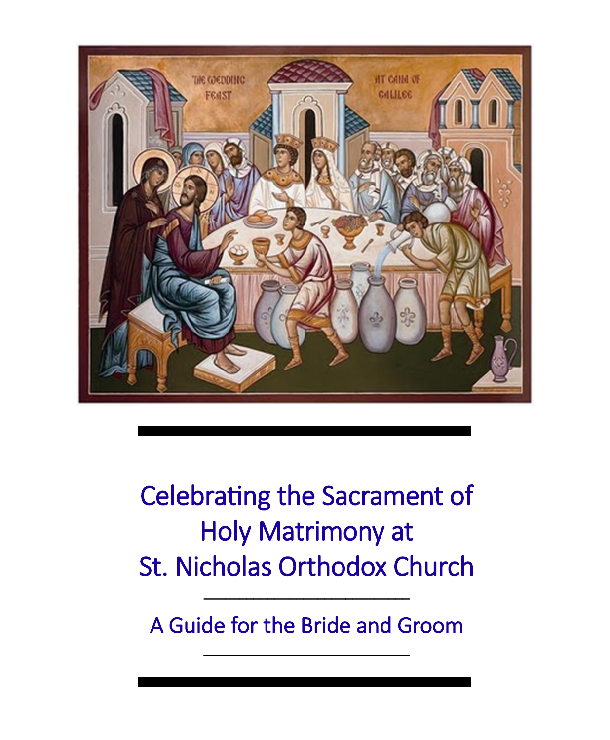# Celebrating the Sacrament of Holy Matrimony at St. Nicholas Orthodox Church

---

## A Guide for the Bride and Groom

---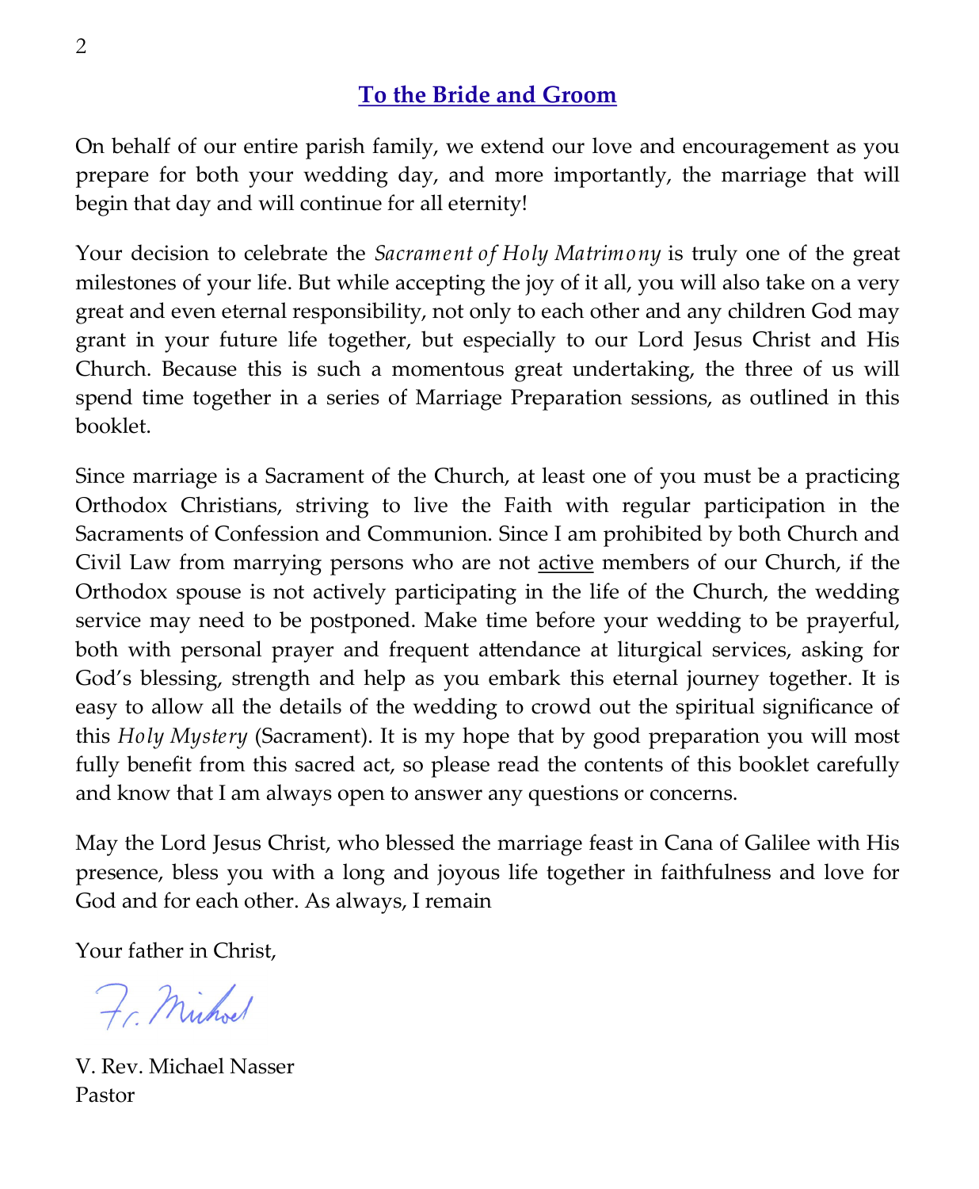## To the Bride and Groom

On behalf of our entire parish family, we extend our love and encouragement as you prepare for both your wedding day, and more importantly, the marriage that will begin that day and will continue for all eternity!

Your decision to celebrate the *Sacrament of Holy Matrimony* is truly one of the great milestones of your life. But while accepting the joy of it all, you will also take on a very great and even eternal responsibility, not only to each other and any children God may grant in your future life together, but especially to our Lord Jesus Christ and His Church. Because this is such a momentous great undertaking, the three of us will spend time together in a series of Marriage Preparation sessions, as outlined in this booklet.

Since marriage is a Sacrament of the Church, at least one of you must be a practicing Orthodox Christians, striving to live the Faith with regular participation in the Sacraments of Confession and Communion. Since I am prohibited by both Church and Civil Law from marrying persons who are not <u>active</u> members of our Church, if the Orthodox spouse is not actively participating in the life of the Church, the wedding service may need to be postponed. Make time before your wedding to be prayerful, both with personal prayer and frequent attendance at liturgical services, asking for God's blessing, strength and help as you embark this eternal journey together. It is easy to allow all the details of the wedding to crowd out the spiritual significance of this *Holy Mystery* (Sacrament). It is my hope that by good preparation you will most fully benefit from this sacred act, so please read the contents of this booklet carefully and know that I am always open to answer any questions or concerns.

May the Lord Jesus Christ, who blessed the marriage feast in Cana of Galilee with His presence, bless you with a long and joyous life together in faithfulness and love for God and for each other. As always, I remain

Your father in Christ,

Fr. Michael

V. Rev. Michael Nasser
Pastor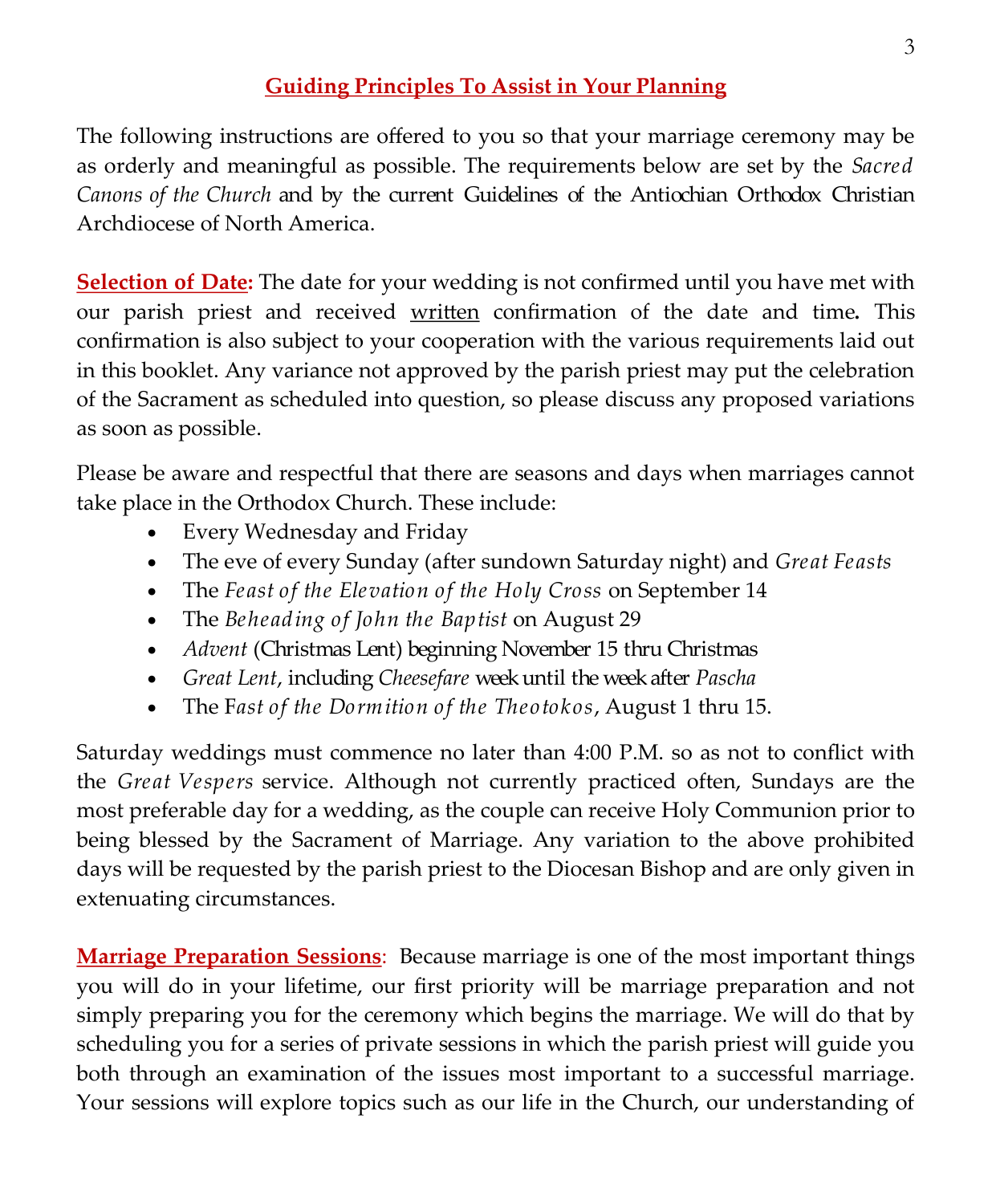## Guiding Principles To Assist in Your Planning

The following instructions are offered to you so that your marriage ceremony may be as orderly and meaningful as possible. The requirements below are set by the *Sacred Canons of the Church* and by the current Guidelines of the Antiochian Orthodox Christian Archdiocese of North America.

**Selection of Date:** The date for your wedding is not confirmed until you have met with our parish priest and received written confirmation of the date and time**.** This confirmation is also subject to your cooperation with the various requirements laid out in this booklet. Any variance not approved by the parish priest may put the celebration of the Sacrament as scheduled into question, so please discuss any proposed variations as soon as possible.

Please be aware and respectful that there are seasons and days when marriages cannot take place in the Orthodox Church. These include:

- Every Wednesday and Friday
- The eve of every Sunday (after sundown Saturday night) and *Great Feasts*
- The *Feast of the Elevation of the Holy Cross* on September 14
- The *Beheading of John the Baptist* on August 29
- *Advent* (Christmas Lent) beginning November 15 thru Christmas
- *Great Lent*, including *Cheesefare* week until the week after *Pascha*
- The F*ast of the Dormition of the Theotokos*, August 1 thru 15.

Saturday weddings must commence no later than 4:00 P.M. so as not to conflict with the *Great Vespers* service. Although not currently practiced often, Sundays are the most preferable day for a wedding, as the couple can receive Holy Communion prior to being blessed by the Sacrament of Marriage. Any variation to the above prohibited days will be requested by the parish priest to the Diocesan Bishop and are only given in extenuating circumstances.

**Marriage Preparation Sessions**: Because marriage is one of the most important things you will do in your lifetime, our first priority will be marriage preparation and not simply preparing you for the ceremony which begins the marriage. We will do that by scheduling you for a series of private sessions in which the parish priest will guide you both through an examination of the issues most important to a successful marriage. Your sessions will explore topics such as our life in the Church, our understanding of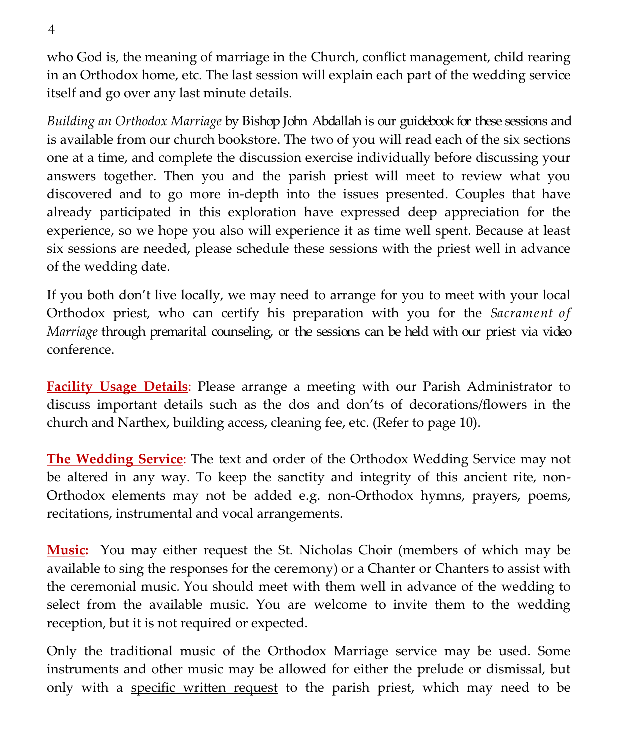who God is, the meaning of marriage in the Church, conflict management, child rearing in an Orthodox home, etc. The last session will explain each part of the wedding service itself and go over any last minute details.

*Building an Orthodox Marriage* by Bishop John Abdallah is our guidebook for these sessions and is available from our church bookstore. The two of you will read each of the six sections one at a time, and complete the discussion exercise individually before discussing your answers together. Then you and the parish priest will meet to review what you discovered and to go more in-depth into the issues presented. Couples that have already participated in this exploration have expressed deep appreciation for the experience, so we hope you also will experience it as time well spent. Because at least six sessions are needed, please schedule these sessions with the priest well in advance of the wedding date.

If you both don't live locally, we may need to arrange for you to meet with your local Orthodox priest, who can certify his preparation with you for the *Sacrament of Marriage* through premarital counseling, or the sessions can be held with our priest via video conference.

**Facility Usage Details**: Please arrange a meeting with our Parish Administrator to discuss important details such as the dos and don'ts of decorations/flowers in the church and Narthex, building access, cleaning fee, etc. (Refer to page 10).

**The Wedding Service**: The text and order of the Orthodox Wedding Service may not be altered in any way. To keep the sanctity and integrity of this ancient rite, non-Orthodox elements may not be added e.g. non-Orthodox hymns, prayers, poems, recitations, instrumental and vocal arrangements.

**Music:** You may either request the St. Nicholas Choir (members of which may be available to sing the responses for the ceremony) or a Chanter or Chanters to assist with the ceremonial music. You should meet with them well in advance of the wedding to select from the available music. You are welcome to invite them to the wedding reception, but it is not required or expected.

Only the traditional music of the Orthodox Marriage service may be used. Some instruments and other music may be allowed for either the prelude or dismissal, but only with a specific written request to the parish priest, which may need to be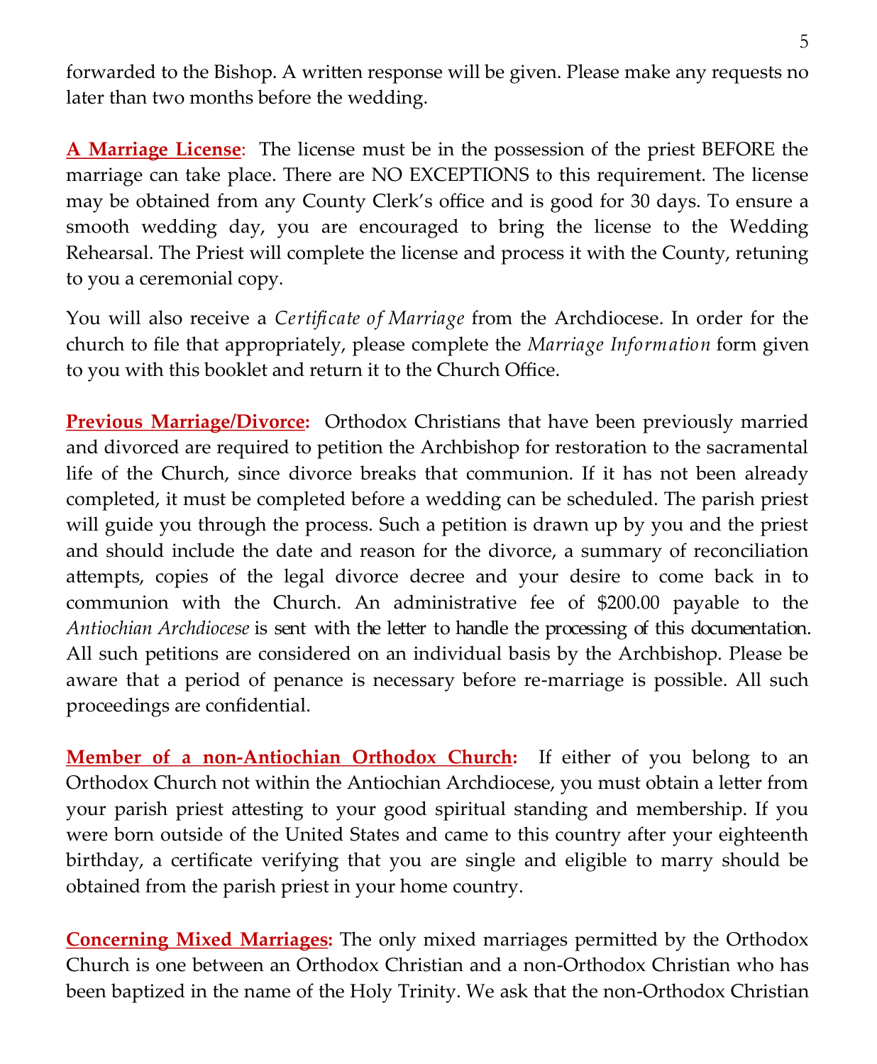forwarded to the Bishop. A written response will be given. Please make any requests no later than two months before the wedding.

**A Marriage License**: The license must be in the possession of the priest BEFORE the marriage can take place. There are NO EXCEPTIONS to this requirement. The license may be obtained from any County Clerk's office and is good for 30 days. To ensure a smooth wedding day, you are encouraged to bring the license to the Wedding Rehearsal. The Priest will complete the license and process it with the County, retuning to you a ceremonial copy.

You will also receive a *Certificate of Marriage* from the Archdiocese. In order for the church to file that appropriately, please complete the *Marriage Information* form given to you with this booklet and return it to the Church Office.

**Previous Marriage/Divorce:** Orthodox Christians that have been previously married and divorced are required to petition the Archbishop for restoration to the sacramental life of the Church, since divorce breaks that communion. If it has not been already completed, it must be completed before a wedding can be scheduled. The parish priest will guide you through the process. Such a petition is drawn up by you and the priest and should include the date and reason for the divorce, a summary of reconciliation attempts, copies of the legal divorce decree and your desire to come back in to communion with the Church. An administrative fee of $200.00 payable to the *Antiochian Archdiocese* is sent with the letter to handle the processing of this documentation. All such petitions are considered on an individual basis by the Archbishop. Please be aware that a period of penance is necessary before re-marriage is possible. All such proceedings are confidential.

**Member of a non-Antiochian Orthodox Church:** If either of you belong to an Orthodox Church not within the Antiochian Archdiocese, you must obtain a letter from your parish priest attesting to your good spiritual standing and membership. If you were born outside of the United States and came to this country after your eighteenth birthday, a certificate verifying that you are single and eligible to marry should be obtained from the parish priest in your home country.

**Concerning Mixed Marriages:** The only mixed marriages permitted by the Orthodox Church is one between an Orthodox Christian and a non-Orthodox Christian who has been baptized in the name of the Holy Trinity. We ask that the non-Orthodox Christian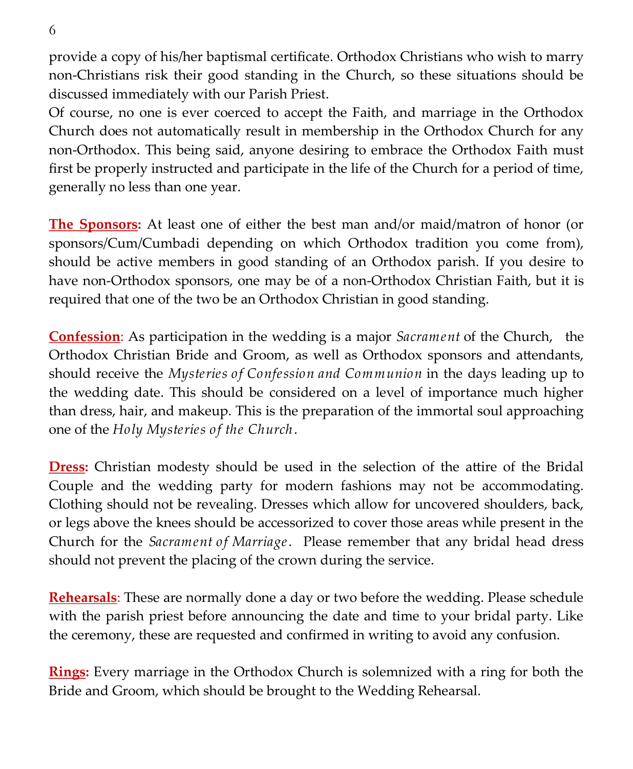provide a copy of his/her baptismal certificate. Orthodox Christians who wish to marry non-Christians risk their good standing in the Church, so these situations should be discussed immediately with our Parish Priest.

Of course, no one is ever coerced to accept the Faith, and marriage in the Orthodox Church does not automatically result in membership in the Orthodox Church for any non-Orthodox. This being said, anyone desiring to embrace the Orthodox Faith must first be properly instructed and participate in the life of the Church for a period of time, generally no less than one year.

**The Sponsors:** At least one of either the best man and/or maid/matron of honor (or sponsors/Cum/Cumbadi depending on which Orthodox tradition you come from), should be active members in good standing of an Orthodox parish. If you desire to have non-Orthodox sponsors, one may be of a non-Orthodox Christian Faith, but it is required that one of the two be an Orthodox Christian in good standing.

**Confession**: As participation in the wedding is a major *Sacrament* of the Church, the Orthodox Christian Bride and Groom, as well as Orthodox sponsors and attendants, should receive the *Mysteries of Confession and Communion* in the days leading up to the wedding date. This should be considered on a level of importance much higher than dress, hair, and makeup. This is the preparation of the immortal soul approaching one of the *Holy Mysteries of the Church*.

**Dress:** Christian modesty should be used in the selection of the attire of the Bridal Couple and the wedding party for modern fashions may not be accommodating. Clothing should not be revealing. Dresses which allow for uncovered shoulders, back, or legs above the knees should be accessorized to cover those areas while present in the Church for the *Sacrament of Marriage*. Please remember that any bridal head dress should not prevent the placing of the crown during the service.

**Rehearsals**: These are normally done a day or two before the wedding. Please schedule with the parish priest before announcing the date and time to your bridal party. Like the ceremony, these are requested and confirmed in writing to avoid any confusion.

**Rings:** Every marriage in the Orthodox Church is solemnized with a ring for both the Bride and Groom, which should be brought to the Wedding Rehearsal.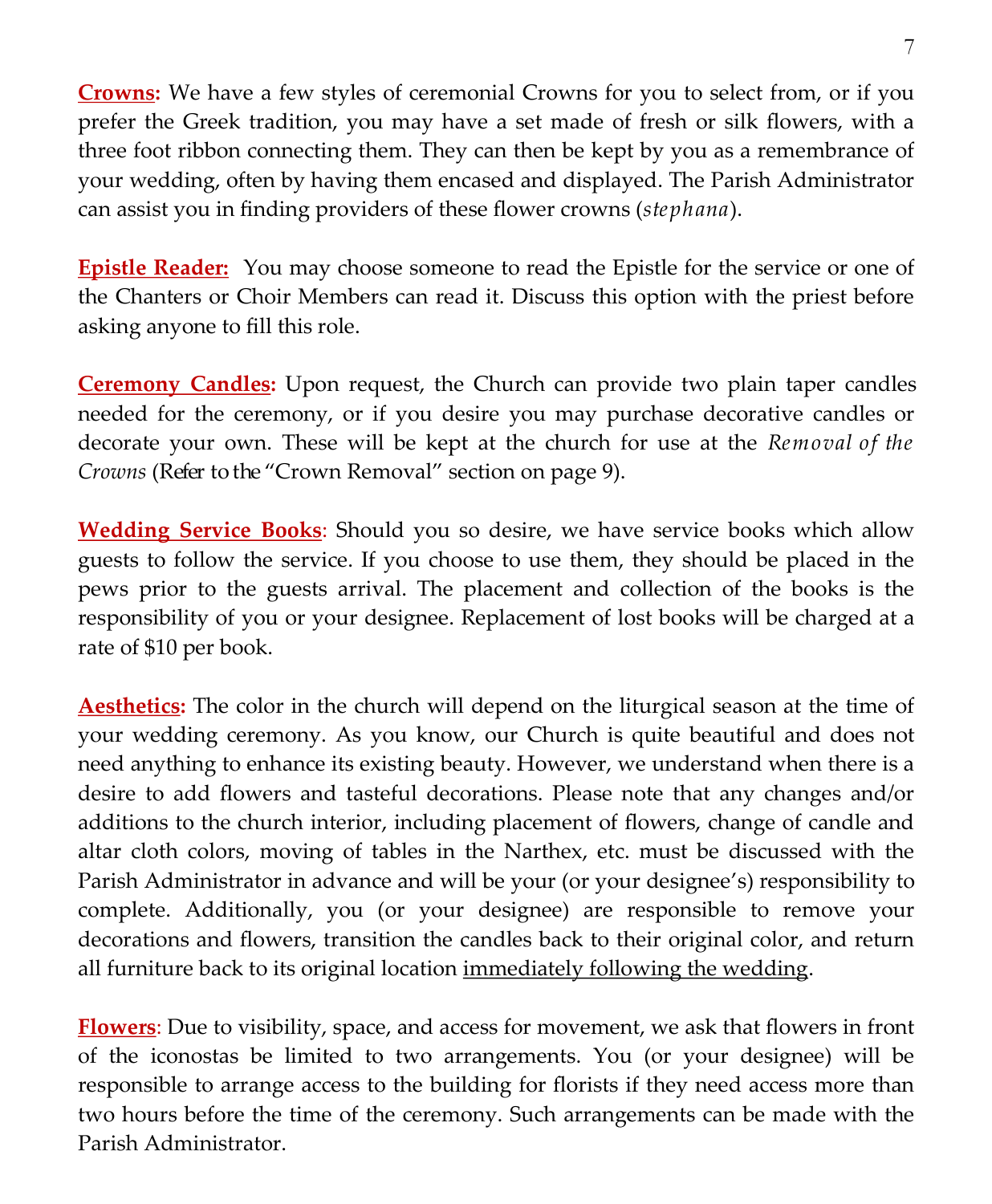**<u>Crowns:</u>** We have a few styles of ceremonial Crowns for you to select from, or if you prefer the Greek tradition, you may have a set made of fresh or silk flowers, with a three foot ribbon connecting them. They can then be kept by you as a remembrance of your wedding, often by having them encased and displayed. The Parish Administrator can assist you in finding providers of these flower crowns (*stephana*).

**<u>Epistle Reader:</u>** You may choose someone to read the Epistle for the service or one of the Chanters or Choir Members can read it. Discuss this option with the priest before asking anyone to fill this role.

**<u>Ceremony Candles:</u>** Upon request, the Church can provide two plain taper candles needed for the ceremony, or if you desire you may purchase decorative candles or decorate your own. These will be kept at the church for use at the *Removal of the Crowns* (Refer to the "Crown Removal" section on page 9).

**<u>Wedding Service Books</u>**: Should you so desire, we have service books which allow guests to follow the service. If you choose to use them, they should be placed in the pews prior to the guests arrival. The placement and collection of the books is the responsibility of you or your designee. Replacement of lost books will be charged at a rate of $10 per book.

**<u>Aesthetics:</u>** The color in the church will depend on the liturgical season at the time of your wedding ceremony. As you know, our Church is quite beautiful and does not need anything to enhance its existing beauty. However, we understand when there is a desire to add flowers and tasteful decorations. Please note that any changes and/or additions to the church interior, including placement of flowers, change of candle and altar cloth colors, moving of tables in the Narthex, etc. must be discussed with the Parish Administrator in advance and will be your (or your designee's) responsibility to complete. Additionally, you (or your designee) are responsible to remove your decorations and flowers, transition the candles back to their original color, and return all furniture back to its original location <u>immediately following the wedding</u>.

**<u>Flowers</u>**: Due to visibility, space, and access for movement, we ask that flowers in front of the iconostas be limited to two arrangements. You (or your designee) will be responsible to arrange access to the building for florists if they need access more than two hours before the time of the ceremony. Such arrangements can be made with the Parish Administrator.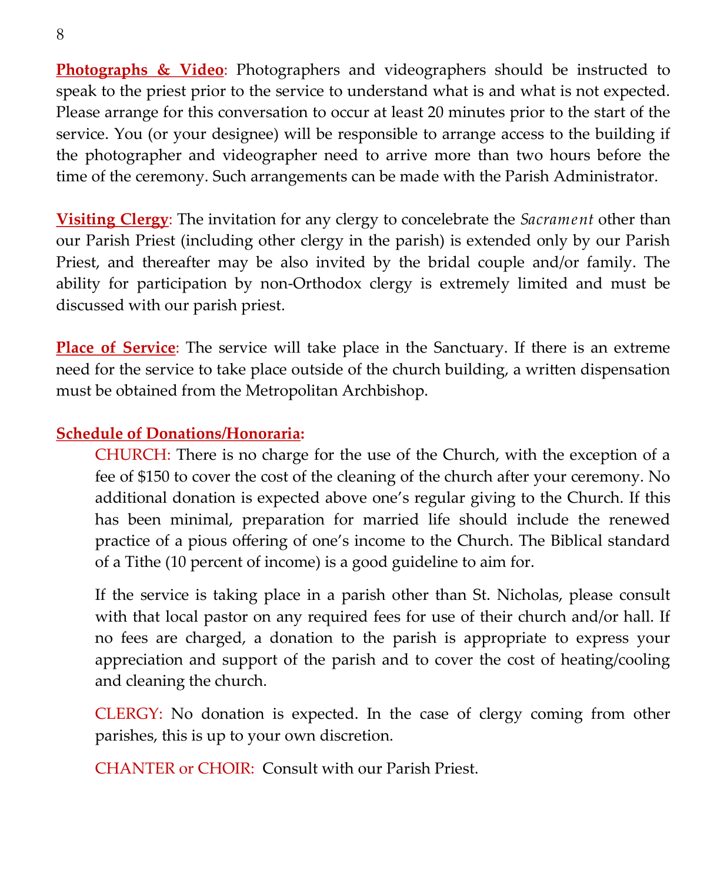**Photographs & Video**: Photographers and videographers should be instructed to speak to the priest prior to the service to understand what is and what is not expected. Please arrange for this conversation to occur at least 20 minutes prior to the start of the service. You (or your designee) will be responsible to arrange access to the building if the photographer and videographer need to arrive more than two hours before the time of the ceremony. Such arrangements can be made with the Parish Administrator.

**Visiting Clergy**: The invitation for any clergy to concelebrate the *Sacrament* other than our Parish Priest (including other clergy in the parish) is extended only by our Parish Priest, and thereafter may be also invited by the bridal couple and/or family. The ability for participation by non-Orthodox clergy is extremely limited and must be discussed with our parish priest.

**Place of Service**: The service will take place in the Sanctuary. If there is an extreme need for the service to take place outside of the church building, a written dispensation must be obtained from the Metropolitan Archbishop.

**Schedule of Donations/Honoraria:**

CHURCH: There is no charge for the use of the Church, with the exception of a fee of $150 to cover the cost of the cleaning of the church after your ceremony. No additional donation is expected above one's regular giving to the Church. If this has been minimal, preparation for married life should include the renewed practice of a pious offering of one's income to the Church. The Biblical standard of a Tithe (10 percent of income) is a good guideline to aim for.

If the service is taking place in a parish other than St. Nicholas, please consult with that local pastor on any required fees for use of their church and/or hall. If no fees are charged, a donation to the parish is appropriate to express your appreciation and support of the parish and to cover the cost of heating/cooling and cleaning the church.

CLERGY: No donation is expected. In the case of clergy coming from other parishes, this is up to your own discretion.

CHANTER or CHOIR: Consult with our Parish Priest.